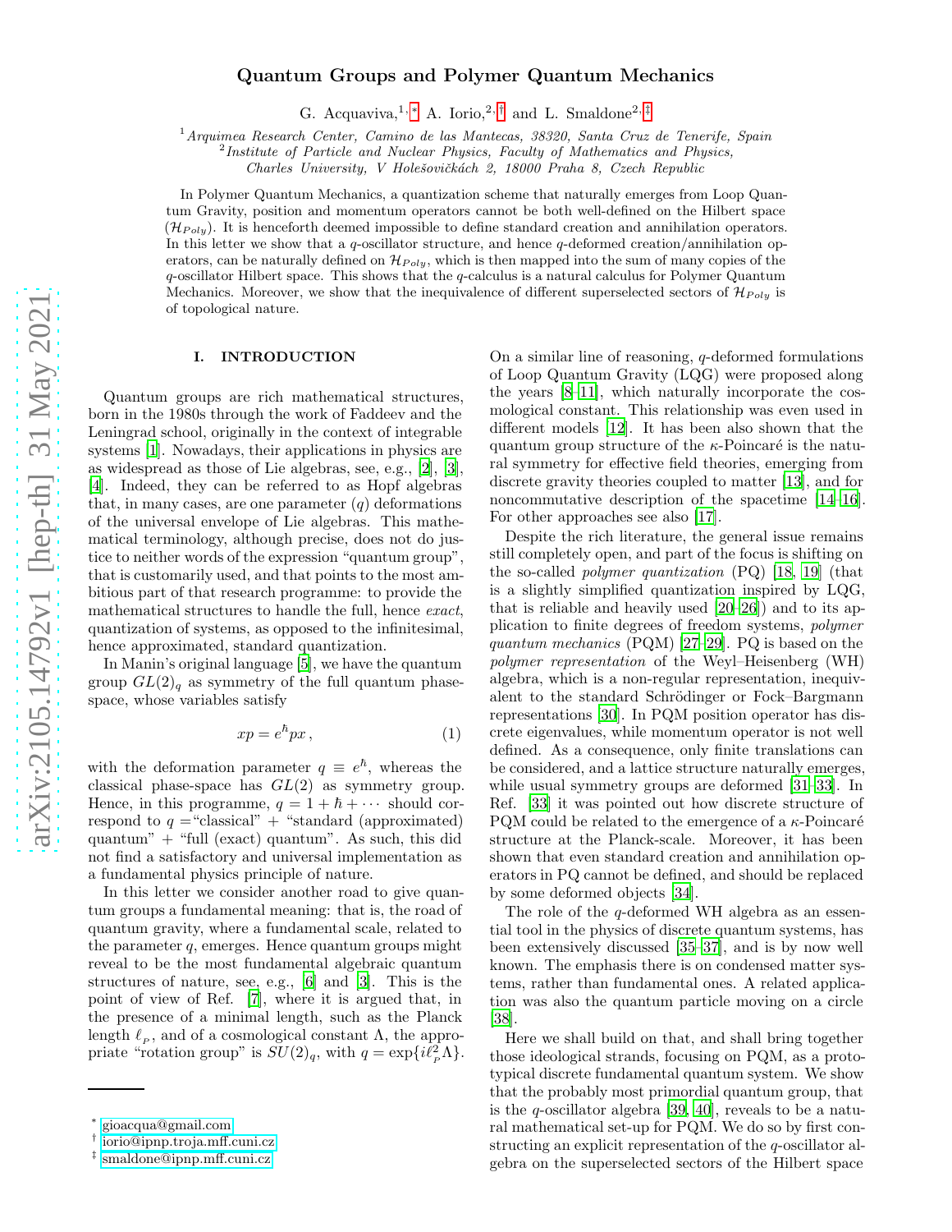# Quantum Groups and Polymer Quantum Mechanics

G. Acquaviva,[1,*] A. Iorio,[2,†] and L. Smaldone[2,‡]

[1] *Arquimea Research Center, Camino de las Mantecas, 38320, Santa Cruz de Tenerife, Spain*
[2] *Institute of Particle and Nuclear Physics, Faculty of Mathematics and Physics, Charles University, V Holešovičkách 2, 18000 Praha 8, Czech Republic*

In Polymer Quantum Mechanics, a quantization scheme that naturally emerges from Loop Quantum Gravity, position and momentum operators cannot be both well-defined on the Hilbert space ($\mathcal{H}_{Poly}$). It is henceforth deemed impossible to define standard creation and annihilation operators. In this letter we show that a $q$-oscillator structure, and hence $q$-deformed creation/annihilation operators, can be naturally defined on $\mathcal{H}_{Poly}$, which is then mapped into the sum of many copies of the $q$-oscillator Hilbert space. This shows that the $q$-calculus is a natural calculus for Polymer Quantum Mechanics. Moreover, we show that the inequivalence of different superselected sectors of $\mathcal{H}_{Poly}$ is of topological nature.

## I. INTRODUCTION

Quantum groups are rich mathematical structures, born in the 1980s through the work of Faddeev and the Leningrad school, originally in the context of integrable systems [1]. Nowadays, their applications in physics are as widespread as those of Lie algebras, see, e.g., [2], [3], [4]. Indeed, they can be referred to as Hopf algebras that, in many cases, are one parameter ($q$) deformations of the universal envelope of Lie algebras. This mathematical terminology, although precise, does not do justice to neither words of the expression "quantum group", that is customarily used, and that points to the most ambitious part of that research programme: to provide the mathematical structures to handle the full, hence *exact*, quantization of systems, as opposed to the infinitesimal, hence approximated, standard quantization.

In Manin's original language [5], we have the quantum group $GL(2)_q$ as symmetry of the full quantum phase-space, whose variables satisfy

$$xp = e^{\hbar} px \,, \tag{1}$$

with the deformation parameter $q \equiv e^{\hbar}$, whereas the classical phase-space has $GL(2)$ as symmetry group. Hence, in this programme, $q = 1 + \hbar + \cdots$ should correspond to $q =$"classical" + "standard (approximated) quantum" + "full (exact) quantum". As such, this did not find a satisfactory and universal implementation as a fundamental physics principle of nature.

In this letter we consider another road to give quantum groups a fundamental meaning: that is, the road of quantum gravity, where a fundamental scale, related to the parameter $q$, emerges. Hence quantum groups might reveal to be the most fundamental algebraic quantum structures of nature, see, e.g., [6] and [3]. This is the point of view of Ref. [7], where it is argued that, in the presence of a minimal length, such as the Planck length $\ell_P$, and of a cosmological constant $\Lambda$, the appropriate "rotation group" is $SU(2)_q$, with $q = \exp\{i\ell_P^2\Lambda\}$.

On a similar line of reasoning, $q$-deformed formulations of Loop Quantum Gravity (LQG) were proposed along the years [8–11], which naturally incorporate the cosmological constant. This relationship was even used in different models [12]. It has been also shown that the quantum group structure of the $\kappa$-Poincaré is the natural symmetry for effective field theories, emerging from discrete gravity theories coupled to matter [13], and for noncommutative description of the spacetime [14–16]. For other approaches see also [17].

Despite the rich literature, the general issue remains still completely open, and part of the focus is shifting on the so-called *polymer quantization* (PQ) [18, 19] (that is a slightly simplified quantization inspired by LQG, that is reliable and heavily used [20–26]) and to its application to finite degrees of freedom systems, *polymer quantum mechanics* (PQM) [27–29]. PQ is based on the *polymer representation* of the Weyl–Heisenberg (WH) algebra, which is a non-regular representation, inequivalent to the standard Schrödinger or Fock–Bargmann representations [30]. In PQM position operator has discrete eigenvalues, while momentum operator is not well defined. As a consequence, only finite translations can be considered, and a lattice structure naturally emerges, while usual symmetry groups are deformed [31–33]. In Ref. [33] it was pointed out how discrete structure of PQM could be related to the emergence of a $\kappa$-Poincaré structure at the Planck-scale. Moreover, it has been shown that even standard creation and annihilation operators in PQ cannot be defined, and should be replaced by some deformed objects [34].

The role of the $q$-deformed WH algebra as an essential tool in the physics of discrete quantum systems, has been extensively discussed [35–37], and is by now well known. The emphasis there is on condensed matter systems, rather than fundamental ones. A related application was also the quantum particle moving on a circle [38].

Here we shall build on that, and shall bring together those ideological strands, focusing on PQM, as a prototypical discrete fundamental quantum system. We show that the probably most primordial quantum group, that is the $q$-oscillator algebra [39, 40], reveals to be a natural mathematical set-up for PQM. We do so by first constructing an explicit representation of the $q$-oscillator algebra on the superselected sectors of the Hilbert space

* gioacqua@gmail.com
† iorio@ipnp.troja.mff.cuni.cz
‡ smaldone@ipnp.mff.cuni.cz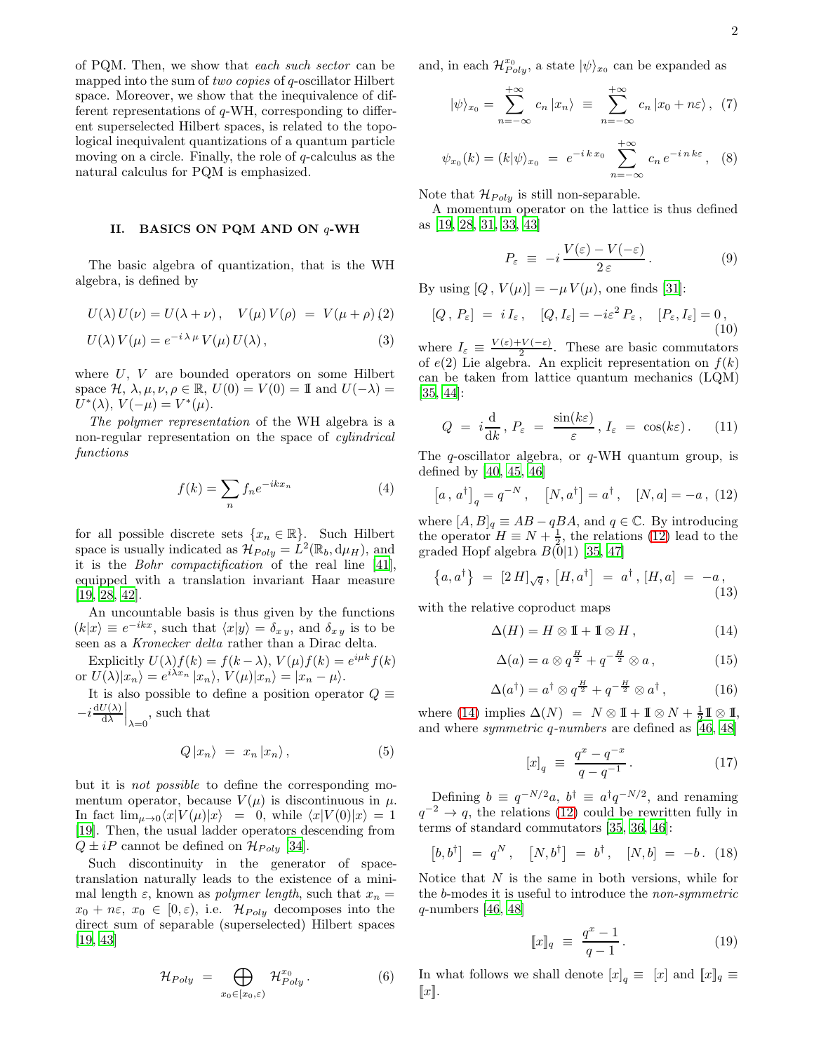of PQM. Then, we show that *each such sector* can be mapped into the sum of *two copies* of $q$-oscillator Hilbert space. Moreover, we show that the inequivalence of different representations of $q$-WH, corresponding to different superselected Hilbert spaces, is related to the topological inequivalent quantizations of a quantum particle moving on a circle. Finally, the role of $q$-calculus as the natural calculus for PQM is emphasized.

## II. BASICS ON PQM AND ON $q$-WH

The basic algebra of quantization, that is the WH algebra, is defined by

$$U(\lambda)\, U(\nu) = U(\lambda+\nu)\,, \quad V(\mu)\, V(\rho) \;=\; V(\mu+\rho)\,, \tag{2}$$

$$U(\lambda)\, V(\mu) = e^{-i\,\lambda\,\mu}\, V(\mu)\, U(\lambda)\,, \tag{3}$$

where $U$, $V$ are bounded operators on some Hilbert space $\mathcal{H}$, $\lambda, \mu, \nu, \rho \in \mathbb{R}$, $U(0) = V(0) = \mathbb{1}$ and $U(-\lambda) = U^*(\lambda)$, $V(-\mu) = V^*(\mu)$.

*The polymer representation* of the WH algebra is a non-regular representation on the space of *cylindrical functions*

$$f(k) = \sum_n f_n e^{-ikx_n} \tag{4}$$

for all possible discrete sets $\{x_n \in \mathbb{R}\}$. Such Hilbert space is usually indicated as $\mathcal{H}_{Poly} = L^2(\mathbb{R}_b, \mathrm{d}\mu_H)$, and it is the *Bohr compactification* of the real line [41], equipped with a translation invariant Haar measure [19, 28, 42].

An uncountable basis is thus given by the functions $(k|x) \equiv e^{-ikx}$, such that $\langle x|y\rangle = \delta_{x\,y}$, and $\delta_{x\,y}$ is to be seen as a *Kronecker delta* rather than a Dirac delta.

Explicitly $U(\lambda) f(k) = f(k-\lambda)$, $V(\mu) f(k) = e^{i\mu k} f(k)$ or $U(\lambda)|x_n\rangle = e^{i\lambda x_n}\,|x_n\rangle$, $V(\mu)|x_n\rangle = |x_n - \mu\rangle$.

It is also possible to define a position operator $Q \equiv -i\frac{\mathrm{d}U(\lambda)}{\mathrm{d}\lambda}\Big|_{\lambda=0}$, such that

$$Q\,|x_n\rangle \;=\; x_n\,|x_n\rangle\,, \tag{5}$$

but it is *not possible* to define the corresponding momentum operator, because $V(\mu)$ is discontinuous in $\mu$. In fact $\lim_{\mu\to 0}\langle x|V(\mu)|x\rangle \;=\; 0$, while $\langle x|V(0)|x\rangle = 1$ [19]. Then, the usual ladder operators descending from $Q \pm iP$ cannot be defined on $\mathcal{H}_{Poly}$ [34].

Such discontinuity in the generator of space-translation naturally leads to the existence of a minimal length $\varepsilon$, known as *polymer length*, such that $x_n = x_0 + n\varepsilon$, $x_0 \in [0,\varepsilon)$, i.e. $\mathcal{H}_{Poly}$ decomposes into the direct sum of separable (superselected) Hilbert spaces [19, 43]

$$\mathcal{H}_{Poly} \;=\; \bigoplus_{x_0\in[x_0,\varepsilon)} \mathcal{H}^{x_0}_{Poly}\,. \tag{6}$$

and, in each $\mathcal{H}^{x_0}_{Poly}$, a state $|\psi\rangle_{x_0}$ can be expanded as

$$|\psi\rangle_{x_0} = \sum_{n=-\infty}^{+\infty} c_n\,|x_n\rangle \;\equiv\; \sum_{n=-\infty}^{+\infty} c_n\,|x_0+n\varepsilon\rangle\,, \tag{7}$$

$$\psi_{x_0}(k) = (k|\psi\rangle_{x_0} \;=\; e^{-i\,k\,x_0}\sum_{n=-\infty}^{+\infty} c_n\, e^{-i\,n\,k\varepsilon}\,, \tag{8}$$

Note that $\mathcal{H}_{Poly}$ is still non-separable.

A momentum operator on the lattice is thus defined as [19, 28, 31, 33, 43]

$$P_\varepsilon \;\equiv\; -i\,\frac{V(\varepsilon)-V(-\varepsilon)}{2\,\varepsilon}\,. \tag{9}$$

By using $[Q\,,\,V(\mu)] = -\mu\, V(\mu)$, one finds [31]:

$$[Q\,,\,P_\varepsilon] \;=\; i\,I_\varepsilon\,, \quad [Q, I_\varepsilon] = -i\varepsilon^2\,P_\varepsilon\,, \quad [P_\varepsilon, I_\varepsilon] = 0\,, \tag{10}$$

where $I_\varepsilon \equiv \frac{V(\varepsilon)+V(-\varepsilon)}{2}$. These are basic commutators of $e(2)$ Lie algebra. An explicit representation on $f(k)$ can be taken from lattice quantum mechanics (LQM) [35, 44]:

$$Q \;=\; i\,\frac{\mathrm{d}}{\mathrm{d}k}\,,\; P_\varepsilon \;=\; \frac{\sin(k\varepsilon)}{\varepsilon}\,,\; I_\varepsilon \;=\; \cos(k\varepsilon)\,. \tag{11}$$

The $q$-oscillator algebra, or $q$-WH quantum group, is defined by [40, 45, 46]

$$\left[a\,,\,a^\dagger\right]_q = q^{-N}\,, \quad \left[N, a^\dagger\right] = a^\dagger\,, \quad [N, a] = -a\,, \tag{12}$$

where $[A,B]_q \equiv AB - qBA$, and $q \in \mathbb{C}$. By introducing the operator $H \equiv N + \frac{1}{2}$, the relations (12) lead to the graded Hopf algebra $B(0|1)$ [35, 47]

$$\left\{a, a^\dagger\right\} \;=\; [2\,H]_{\sqrt{q}}\,,\; \left[H, a^\dagger\right] \;=\; a^\dagger\,, [H,a] \;=\; -a\,, \tag{13}$$

with the relative coproduct maps

$$\Delta(H) = H\otimes\mathbb{1} + \mathbb{1}\otimes H\,, \tag{14}$$

$$\Delta(a) = a\otimes q^{\frac{H}{2}} + q^{-\frac{H}{2}}\otimes a\,, \tag{15}$$

$$\Delta(a^\dagger) = a^\dagger\otimes q^{\frac{H}{2}} + q^{-\frac{H}{2}}\otimes a^\dagger\,, \tag{16}$$

where (14) implies $\Delta(N) \;=\; N\otimes\mathbb{1} + \mathbb{1}\otimes N + \frac{1}{2}\mathbb{1}\otimes\mathbb{1}$, and where *symmetric $q$-numbers* are defined as [46, 48]

$$[x]_q \;\equiv\; \frac{q^x - q^{-x}}{q - q^{-1}}\,. \tag{17}$$

Defining $b \equiv q^{-N/2}a$, $b^\dagger \equiv a^\dagger q^{-N/2}$, and renaming $q^{-2} \to q$, the relations (12) could be rewritten fully in terms of standard commutators [35, 36, 46]:

$$\left[b, b^\dagger\right] \;=\; q^N\,, \quad \left[N, b^\dagger\right] \;=\; b^\dagger\,, \quad [N,b] \;=\; -b\,. \tag{18}$$

Notice that $N$ is the same in both versions, while for the $b$-modes it is useful to introduce the *non-symmetric $q$-numbers* [46, 48]

$$[\![x]\!]_q \;\equiv\; \frac{q^x - 1}{q - 1}\,. \tag{19}$$

In what follows we shall denote $[x]_q \equiv\; [x]$ and $[\![x]\!]_q \equiv [\![x]\!]$.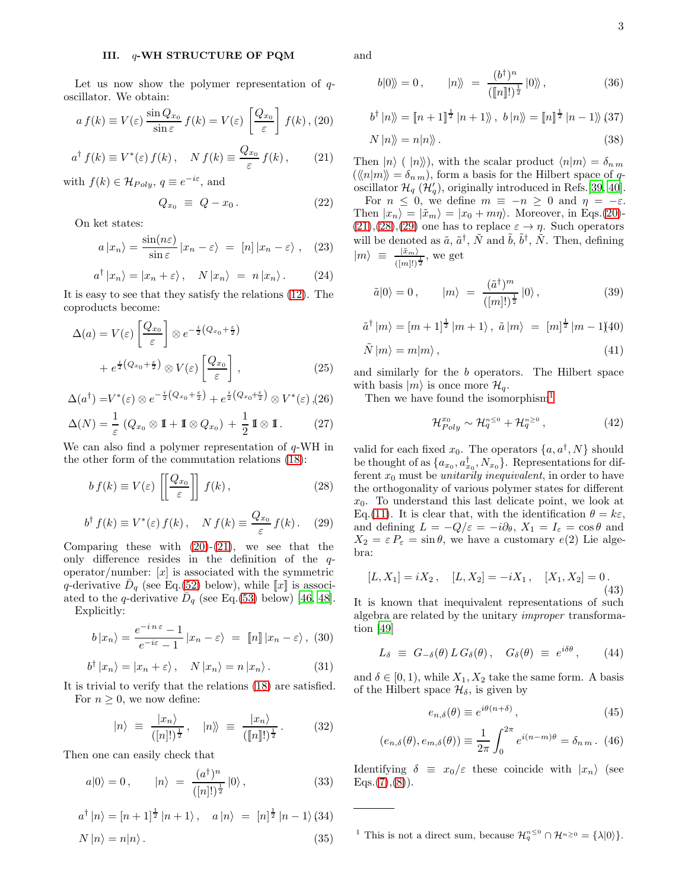## III. q-WH STRUCTURE OF PQM

Let us now show the polymer representation of $q$-oscillator. We obtain:

$$a\, f(k) \equiv V(\varepsilon)\, \frac{\sin Q_{x_0}}{\sin \varepsilon}\, f(k) = V(\varepsilon) \left[\frac{Q_{x_0}}{\varepsilon}\right] f(k)\,, \quad (20)$$

$$a^\dagger\, f(k) \equiv V^*(\varepsilon)\, f(k)\,, \quad N\, f(k) \equiv \frac{Q_{x_0}}{\varepsilon}\, f(k)\,, \quad (21)$$

with $f(k) \in \mathcal{H}_{Poly}$, $q \equiv e^{-i\varepsilon}$, and

$$Q_{x_0} \;\equiv\; Q - x_0\,. \quad (22)$$

On ket states:

$$a\,|x_n\rangle = \frac{\sin(n\varepsilon)}{\sin \varepsilon}\,|x_n - \varepsilon\rangle \;=\; [n]\,|x_n - \varepsilon\rangle\,, \quad (23)$$

$$a^\dagger\,|x_n\rangle = |x_n + \varepsilon\rangle\,, \quad N\,|x_n\rangle \;=\; n\,|x_n\rangle\,. \quad (24)$$

It is easy to see that they satisfy the relations (12). The coproducts become:

$$\Delta(a) = V(\varepsilon)\left[\frac{Q_{x_0}}{\varepsilon}\right] \otimes e^{-\frac{i}{2}\left(Q_{x_0}+\frac{\varepsilon}{2}\right)} + e^{\frac{i}{2}\left(Q_{x_0}+\frac{\varepsilon}{2}\right)} \otimes V(\varepsilon)\left[\frac{Q_{x_0}}{\varepsilon}\right], \quad (25)$$

$$\Delta(a^\dagger) = V^*(\varepsilon) \otimes e^{-\frac{i}{2}\left(Q_{x_0}+\frac{\varepsilon}{2}\right)} + e^{\frac{i}{2}\left(Q_{x_0}+\frac{\varepsilon}{2}\right)} \otimes V^*(\varepsilon)\,, \quad (26)$$

$$\Delta(N) = \frac{1}{\varepsilon}\left(Q_{x_0} \otimes 1\!\!1 + 1\!\!1 \otimes Q_{x_0}\right) + \frac{1}{2}\, 1\!\!1 \otimes 1\!\!1\,. \quad (27)$$

We can also find a polymer representation of $q$-WH in the other form of the commutation relations (18):

$$b\, f(k) \equiv V(\varepsilon) \left[\!\left[\frac{Q_{x_0}}{\varepsilon}\right]\!\right] f(k)\,, \quad (28)$$

$$b^\dagger\, f(k) \equiv V^*(\varepsilon)\, f(k)\,, \quad N\, f(k) \equiv \frac{Q_{x_0}}{\varepsilon}\, f(k)\,. \quad (29)$$

Comparing these with (20)-(21), we see that the only difference resides in the definition of the $q$-operator/number: $[x]$ is associated with the symmetric $q$-derivative $\bar{D}_q$ (see Eq.(52) below), while $[\![x]\!]$ is associated to the $q$-derivative $\bar{D}_q$ (see Eq.(53) below) [46, 48]. Explicitly:

$$b\,|x_n\rangle = \frac{e^{-i\,n\,\varepsilon}-1}{e^{-i\varepsilon}-1}\,|x_n - \varepsilon\rangle \;=\; [\![n]\!]\,|x_n - \varepsilon\rangle\,, \quad (30)$$

$$b^\dagger\,|x_n\rangle = |x_n + \varepsilon\rangle\,, \quad N\,|x_n\rangle = n\,|x_n\rangle\,. \quad (31)$$

It is trivial to verify that the relations (18) are satisfied.

For $n \geq 0$, we now define:

$$|n\rangle \;\equiv\; \frac{|x_n\rangle}{([n]!)^{\frac{1}{2}}}\,, \quad |n\rangle\!\rangle \;\equiv\; \frac{|x_n\rangle}{([\![n]\!]!)^{\frac{1}{2}}}\,. \quad (32)$$

Then one can easily check that

$$a|0\rangle = 0\,, \qquad |n\rangle \;=\; \frac{(a^\dagger)^n}{([n]!)^{\frac{1}{2}}}\,|0\rangle\,, \quad (33)$$

$$a^\dagger\,|n\rangle = [n+1]^{\frac{1}{2}}\,|n+1\rangle\,, \quad a\,|n\rangle \;=\; [n]^{\frac{1}{2}}\,|n-1\rangle \quad (34)$$

$$N\,|n\rangle = n|n\rangle\,. \quad (35)$$

and

$$b|0\rangle\!\rangle = 0\,, \qquad |n\rangle\!\rangle \;=\; \frac{(b^\dagger)^n}{([\![n]\!]!)^{\frac{1}{2}}}\,|0\rangle\!\rangle\,, \quad (36)$$

$$b^\dagger\,|n\rangle\!\rangle = [\![n+1]\!]^{\frac{1}{2}}\,|n+1\rangle\!\rangle\,, \; b\,|n\rangle\!\rangle = [\![n]\!]^{\frac{1}{2}}\,|n-1\rangle\!\rangle\,, \quad (37)$$

$$N\,|n\rangle\!\rangle = n|n\rangle\!\rangle\,. \quad (38)$$

Then $|n\rangle$ ( $|n\rangle\!\rangle$), with the scalar product $\langle n|m\rangle = \delta_{n\,m}$ ($\langle\!\langle n|m\rangle\!\rangle = \delta_{n\,m}$), form a basis for the Hilbert space of $q$-oscillator $\mathcal{H}_q$ ($\mathcal{H}'_q$), originally introduced in Refs.[39, 40].

For $n \leq 0$, we define $m \equiv -n \geq 0$ and $\eta = -\varepsilon$. Then $|x_n\rangle = |\tilde{x}_m\rangle = |x_0 + m\eta\rangle$. Moreover, in Eqs.(20)-(21),(28),(29) one has to replace $\varepsilon \to \eta$. Such operators will be denoted as $\tilde{a}$, $\tilde{a}^\dagger$, $\tilde{N}$ and $\tilde{b}$, $\tilde{b}^\dagger$, $\tilde{N}$. Then, defining $|m\rangle \;\equiv\; \frac{|\tilde{x}_m\rangle}{([m]!)^{\frac{1}{2}}}$, we get

$$\tilde{a}|0\rangle = 0\,, \qquad |m\rangle \;=\; \frac{(\tilde{a}^\dagger)^m}{([m]!)^{\frac{1}{2}}}\,|0\rangle\,, \quad (39)$$

$$\tilde{a}^\dagger\,|m\rangle = [m+1]^{\frac{1}{2}}\,|m+1\rangle\,, \; \tilde{a}\,|m\rangle \;=\; [m]^{\frac{1}{2}}\,|m-1\rangle \quad (40)$$

$$\tilde{N}\,|m\rangle = m|m\rangle\,, \quad (41)$$

and similarly for the $b$ operators. The Hilbert space with basis $|m\rangle$ is once more $\mathcal{H}_q$.

Then we have found the isomorphism[1]

$$\mathcal{H}^{x_0}_{Poly} \sim \mathcal{H}^{n\leq 0}_q + \mathcal{H}^{n\geq 0}_q\,, \quad (42)$$

valid for each fixed $x_0$. The operators $\{a, a^\dagger, N\}$ should be thought of as $\{a_{x_0}, a^\dagger_{x_0}, N_{x_0}\}$. Representations for different $x_0$ must be *unitarily inequivalent*, in order to have the orthogonality of various polymer states for different $x_0$. To understand this last delicate point, we look at Eq.(11). It is clear that, with the identification $\theta = k\varepsilon$, and defining $L = -Q/\varepsilon = -i\partial_\theta$, $X_1 = I_\varepsilon = \cos\theta$ and $X_2 = \varepsilon\, P_\varepsilon = \sin\theta$, we have a customary $e(2)$ Lie algebra:

$$[L, X_1] = iX_2\,, \quad [L, X_2] = -iX_1\,, \quad [X_1, X_2] = 0\,. \quad (43)$$

It is known that inequivalent representations of such algebra are related by the unitary *improper* transformation [49]

$$L_\delta \;\equiv\; G_{-\delta}(\theta)\, L\, G_\delta(\theta)\,, \quad G_\delta(\theta) \;\equiv\; e^{i\delta\theta}\,, \quad (44)$$

and $\delta \in [0, 1)$, while $X_1, X_2$ take the same form. A basis of the Hilbert space $\mathcal{H}_\delta$, is given by

$$e_{n,\delta}(\theta) \equiv e^{i\theta(n+\delta)}\,, \quad (45)$$

$$(e_{n,\delta}(\theta), e_{m,\delta}(\theta)) \equiv \frac{1}{2\pi}\int_0^{2\pi} e^{i(n-m)\theta} = \delta_{n\,m}\,. \quad (46)$$

Identifying $\delta \equiv x_0/\varepsilon$ these coincide with $|x_n\rangle$ (see Eqs.(7),(8)).

---

[1] This is not a direct sum, because $\mathcal{H}^{n\leq 0}_q \cap \mathcal{H}^{n\geq 0} = \{\lambda|0\rangle\}$.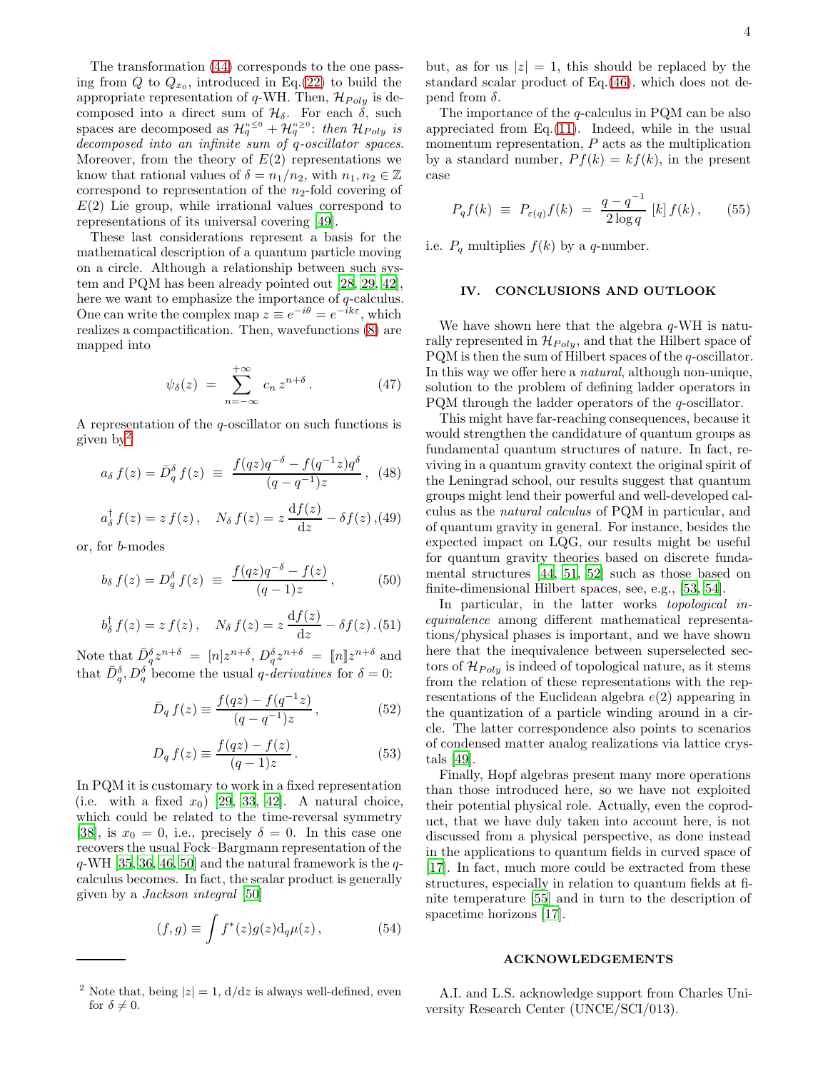The transformation (44) corresponds to the one passing from $Q$ to $Q_{x_0}$, introduced in Eq.(22) to build the appropriate representation of $q$-WH. Then, $\mathcal{H}_{Poly}$ is decomposed into a direct sum of $\mathcal{H}_\delta$. For each $\delta$, such spaces are decomposed as $\mathcal{H}_q^{n\leq 0} + \mathcal{H}_q^{n\geq 0}$: *then $\mathcal{H}_{Poly}$ is decomposed into an infinite sum of $q$-oscillator spaces*. Moreover, from the theory of $E(2)$ representations we know that rational values of $\delta = n_1/n_2$, with $n_1, n_2 \in \mathbb{Z}$ correspond to representation of the $n_2$-fold covering of $E(2)$ Lie group, while irrational values correspond to representations of its universal covering [49].

These last considerations represent a basis for the mathematical description of a quantum particle moving on a circle. Although a relationship between such system and PQM has been already pointed out [28, 29, 42], here we want to emphasize the importance of $q$-calculus. One can write the complex map $z \equiv e^{-i\theta} = e^{-ik\varepsilon}$, which realizes a compactification. Then, wavefunctions (8) are mapped into

$$\psi_\delta(z) \;=\; \sum_{n=-\infty}^{+\infty} c_n\, z^{n+\delta}\,. \tag{47}$$

A representation of the $q$-oscillator on such functions is given by[2]

$$a_\delta\, f(z) = \bar{D}_q^\delta f(z) \;\equiv\; \frac{f(qz)q^{-\delta} - f(q^{-1}z)q^\delta}{(q-q^{-1})z}\,, \tag{48}$$

$$a_\delta^\dagger\, f(z) = z\, f(z)\,, \quad N_\delta\, f(z) = z\,\frac{\mathrm{d}f(z)}{\mathrm{d}z} - \delta f(z)\,, \tag{49}$$

or, for $b$-modes

$$b_\delta\, f(z) = D_q^\delta f(z) \;\equiv\; \frac{f(qz)q^{-\delta} - f(z)}{(q-1)z}\,, \tag{50}$$

$$b_\delta^\dagger\, f(z) = z\, f(z)\,, \quad N_\delta\, f(z) = z\,\frac{\mathrm{d}f(z)}{\mathrm{d}z} - \delta f(z)\,. \tag{51}$$

Note that $\bar{D}_q^\delta z^{n+\delta} \;=\; [n] z^{n+\delta}$, $D_q^\delta z^{n+\delta} \;=\; [\![n]\!] z^{n+\delta}$ and that $\bar{D}_q^\delta, D_q^\delta$ become the usual *$q$-derivatives* for $\delta = 0$:

$$\bar{D}_q\, f(z) \equiv \frac{f(qz) - f(q^{-1}z)}{(q-q^{-1})z}\,, \tag{52}$$

$$D_q\, f(z) \equiv \frac{f(qz) - f(z)}{(q-1)z}\,. \tag{53}$$

In PQM it is customary to work in a fixed representation (i.e. with a fixed $x_0$) [29, 33, 42]. A natural choice, which could be related to the time-reversal symmetry [38], is $x_0 = 0$, i.e., precisely $\delta = 0$. In this case one recovers the usual Fock–Bargmann representation of the $q$-WH [35, 36, 46, 50] and the natural framework is the $q$-calculus becomes. In fact, the scalar product is generally given by a *Jackson integral* [50]

$$(f, g) \equiv \int f^*(z) g(z) \mathrm{d}_q\mu(z)\,, \tag{54}$$

but, as for us $|z| = 1$, this should be replaced by the standard scalar product of Eq.(46), which does not depend from $\delta$.

The importance of the $q$-calculus in PQM can be also appreciated from Eq.(11). Indeed, while in the usual momentum representation, $P$ acts as the multiplication by a standard number, $Pf(k) = kf(k)$, in the present case

$$P_q f(k) \;\equiv\; P_{\varepsilon(q)} f(k) \;=\; \frac{q - q^{-1}}{2\log q}\, [k]\, f(k)\,, \tag{55}$$

i.e. $P_q$ multiplies $f(k)$ by a $q$-number.

## IV. CONCLUSIONS AND OUTLOOK

We have shown here that the algebra $q$-WH is naturally represented in $\mathcal{H}_{Poly}$, and that the Hilbert space of PQM is then the sum of Hilbert spaces of the $q$-oscillator. In this way we offer here a *natural*, although non-unique, solution to the problem of defining ladder operators in PQM through the ladder operators of the $q$-oscillator.

This might have far-reaching consequences, because it would strengthen the candidature of quantum groups as fundamental quantum structures of nature. In fact, reviving in a quantum gravity context the original spirit of the Leningrad school, our results suggest that quantum groups might lend their powerful and well-developed calculus as the *natural calculus* of PQM in particular, and of quantum gravity in general. For instance, besides the expected impact on LQG, our results might be useful for quantum gravity theories based on discrete fundamental structures [44, 51, 52] such as those based on finite-dimensional Hilbert spaces, see, e.g., [53, 54].

In particular, in the latter works *topological inequivalence* among different mathematical representations/physical phases is important, and we have shown here that the inequivalence between superselected sectors of $\mathcal{H}_{Poly}$ is indeed of topological nature, as it stems from the relation of these representations with the representations of the Euclidean algebra $e(2)$ appearing in the quantization of a particle winding around in a circle. The latter correspondence also points to scenarios of condensed matter analog realizations via lattice crystals [49].

Finally, Hopf algebras present many more operations than those introduced here, so we have not exploited their potential physical role. Actually, even the coproduct, that we have duly taken into account here, is not discussed from a physical perspective, as done instead in the applications to quantum fields in curved space of [17]. In fact, much more could be extracted from these structures, especially in relation to quantum fields at finite temperature [55] and in turn to the description of spacetime horizons [17].

### ACKNOWLEDGEMENTS

A.I. and L.S. acknowledge support from Charles University Research Center (UNCE/SCI/013).

---

[2] Note that, being $|z| = 1$, $\mathrm{d}/\mathrm{d}z$ is always well-defined, even for $\delta \neq 0$.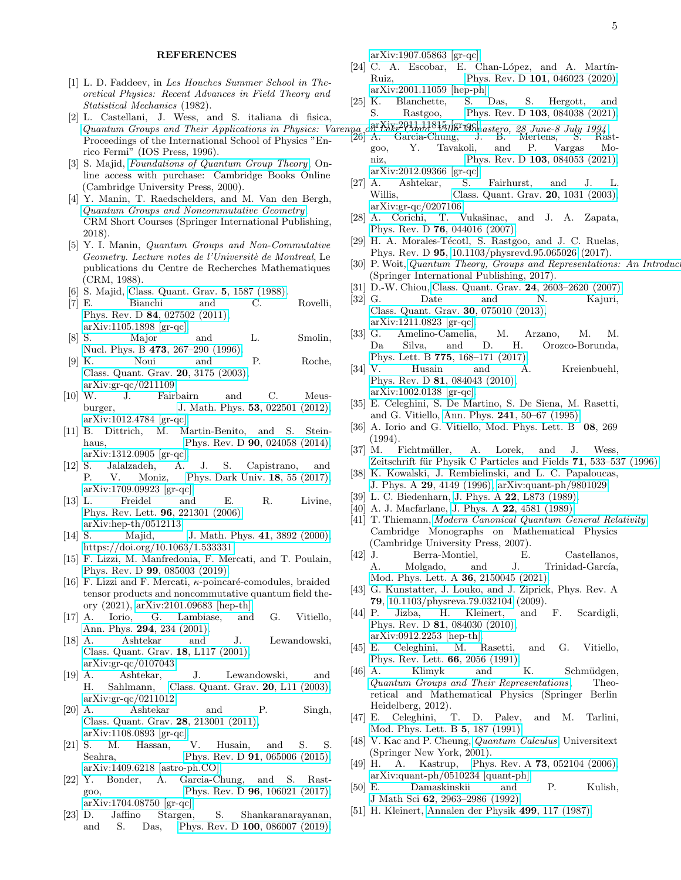## REFERENCES

[1] L. D. Faddeev, in *Les Houches Summer School in Theoretical Physics: Recent Advances in Field Theory and Statistical Mechanics* (1982).

[2] L. Castellani, J. Wess, and S. italiana di fisica, *Quantum Groups and Their Applications in Physics: Varenna on Lake Como, Villa Monastero, 28 June-8 July 1994*, Proceedings of the International School of Physics "Enrico Fermi" (IOS Press, 1996).

[3] S. Majid, *Foundations of Quantum Group Theory*, Online access with purchase: Cambridge Books Online (Cambridge University Press, 2000).

[4] Y. Manin, T. Raedschelders, and M. Van den Bergh, *Quantum Groups and Noncommutative Geometry*, CRM Short Courses (Springer International Publishing, 2018).

[5] Y. I. Manin, *Quantum Groups and Non-Commutative Geometry. Lecture notes de l'Universitè de Montreal*, Le publications du Centre de Recherches Mathematiques (CRM, 1988).

[6] S. Majid, Class. Quant. Grav. **5**, 1587 (1988).

[7] E. Bianchi and C. Rovelli, Phys. Rev. D **84**, 027502 (2011), arXiv:1105.1898 [gr-qc].

[8] S. Major and L. Smolin, Nucl. Phys. B **473**, 267–290 (1996).

[9] K. Noui and P. Roche, Class. Quant. Grav. **20**, 3175 (2003), arXiv:gr-qc/0211109.

[10] W. J. Fairbairn and C. Meusburger, J. Math. Phys. **53**, 022501 (2012), arXiv:1012.4784 [gr-qc].

[11] B. Dittrich, M. Martin-Benito, and S. Steinhaus, Phys. Rev. D **90**, 024058 (2014), arXiv:1312.0905 [gr-qc].

[12] S. Jalalzadeh, A. J. S. Capistrano, and P. V. Moniz, Phys. Dark Univ. **18**, 55 (2017), arXiv:1709.09923 [gr-qc].

[13] L. Freidel and E. R. Livine, Phys. Rev. Lett. **96**, 221301 (2006), arXiv:hep-th/0512113.

[14] S. Majid, J. Math. Phys. **41**, 3892 (2000), https://doi.org/10.1063/1.533331.

[15] F. Lizzi, M. Manfredonia, F. Mercati, and T. Poulain, Phys. Rev. D **99**, 085003 (2019).

[16] F. Lizzi and F. Mercati, $\kappa$-poincaré-comodules, braided tensor products and noncommutative quantum field theory (2021), arXiv:2101.09683 [hep-th].

[17] A. Iorio, G. Lambiase, and G. Vitiello, Ann. Phys. **294**, 234 (2001).

[18] A. Ashtekar and J. Lewandowski, Class. Quant. Grav. **18**, L117 (2001), arXiv:gr-qc/0107043.

[19] A. Ashtekar, J. Lewandowski, and H. Sahlmann, Class. Quant. Grav. **20**, L11 (2003), arXiv:gr-qc/0211012.

[20] A. Ashtekar and P. Singh, Class. Quant. Grav. **28**, 213001 (2011), arXiv:1108.0893 [gr-qc].

[21] S. M. Hassan, V. Husain, and S. S. Seahra, Phys. Rev. D **91**, 065006 (2015), arXiv:1409.6218 [astro-ph.CO].

[22] Y. Bonder, A. Garcia-Chung, and S. Rastgoo, Phys. Rev. D **96**, 106021 (2017), arXiv:1704.08750 [gr-qc].

[23] D. Jaffino Stargen, S. Shankaranarayanan, and S. Das, Phys. Rev. D **100**, 086007 (2019), arXiv:1907.05863 [gr-qc].

[24] C. A. Escobar, E. Chan-López, and A. Martín-Ruiz, Phys. Rev. D **101**, 046023 (2020), arXiv:2001.11059 [hep-ph].

[25] K. Blanchette, S. Das, S. Hergott, and S. Rastgoo, Phys. Rev. D **103**, 084038 (2021), arXiv:2011.11815 [gr-qc].

[26] A. Garcia-Chung, J. B. Mertens, S. Rastgoo, Y. Tavakoli, and P. Vargas Moniz, Phys. Rev. D **103**, 084053 (2021), arXiv:2012.09366 [gr-qc].

[27] A. Ashtekar, S. Fairhurst, and J. L. Willis, Class. Quant. Grav. **20**, 1031 (2003), arXiv:gr-qc/0207106.

[28] A. Corichi, T. Vukašinac, and J. A. Zapata, Phys. Rev. D **76**, 044016 (2007).

[29] H. A. Morales-Técotl, S. Rastgoo, and J. C. Ruelas, Phys. Rev. D **95**, 10.1103/physrevd.95.065026 (2017).

[30] P. Woit, *Quantum Theory, Groups and Representations: An Introduction* (Springer International Publishing, 2017).

[31] D.-W. Chiou, Class. Quant. Grav. **24**, 2603–2620 (2007).

[32] G. Date and N. Kajuri, Class. Quant. Grav. **30**, 075010 (2013), arXiv:1211.0823 [gr-qc].

[33] G. Amelino-Camelia, M. Arzano, M. M. Da Silva, and D. H. Orozco-Borunda, Phys. Lett. B **775**, 168–171 (2017).

[34] V. Husain and A. Kreienbuehl, Phys. Rev. D **81**, 084043 (2010), arXiv:1002.0138 [gr-qc].

[35] E. Celeghini, S. De Martino, S. De Siena, M. Rasetti, and G. Vitiello, Ann. Phys. **241**, 50–67 (1995).

[36] A. Iorio and G. Vitiello, Mod. Phys. Lett. B **08**, 269 (1994).

[37] M. Fichtmüller, A. Lorek, and J. Wess, Zeitschrift für Physik C Particles and Fields **71**, 533–537 (1996).

[38] K. Kowalski, J. Rembielinski, and L. C. Papaloucas, J. Phys. A **29**, 4149 (1996), arXiv:quant-ph/9801029.

[39] L. C. Biedenharn, J. Phys. A **22**, L873 (1989).

[40] A. J. Macfarlane, J. Phys. A **22**, 4581 (1989).

[41] T. Thiemann, *Modern Canonical Quantum General Relativity*, Cambridge Monographs on Mathematical Physics (Cambridge University Press, 2007).

[42] J. Berra-Montiel, E. Castellanos, A. Molgado, and J. Trinidad-García, Mod. Phys. Lett. A **36**, 2150045 (2021).

[43] G. Kunstatter, J. Louko, and J. Ziprick, Phys. Rev. A **79**, 10.1103/physreva.79.032104 (2009).

[44] P. Jizba, H. Kleinert, and F. Scardigli, Phys. Rev. D **81**, 084030 (2010), arXiv:0912.2253 [hep-th].

[45] E. Celeghini, M. Rasetti, and G. Vitiello, Phys. Rev. Lett. **66**, 2056 (1991).

[46] A. Klimyk and K. Schmüdgen, *Quantum Groups and Their Representations*, Theoretical and Mathematical Physics (Springer Berlin Heidelberg, 2012).

[47] E. Celeghini, T. D. Palev, and M. Tarlini, Mod. Phys. Lett. B **5**, 187 (1991).

[48] V. Kac and P. Cheung, *Quantum Calculus*, Universitext (Springer New York, 2001).

[49] H. A. Kastrup, Phys. Rev. A **73**, 052104 (2006), arXiv:quant-ph/0510234 [quant-ph].

[50] E. Damaskinskii and P. Kulish, J Math Sci **62**, 2963–2986 (1992).

[51] H. Kleinert, Annalen der Physik **499**, 117 (1987).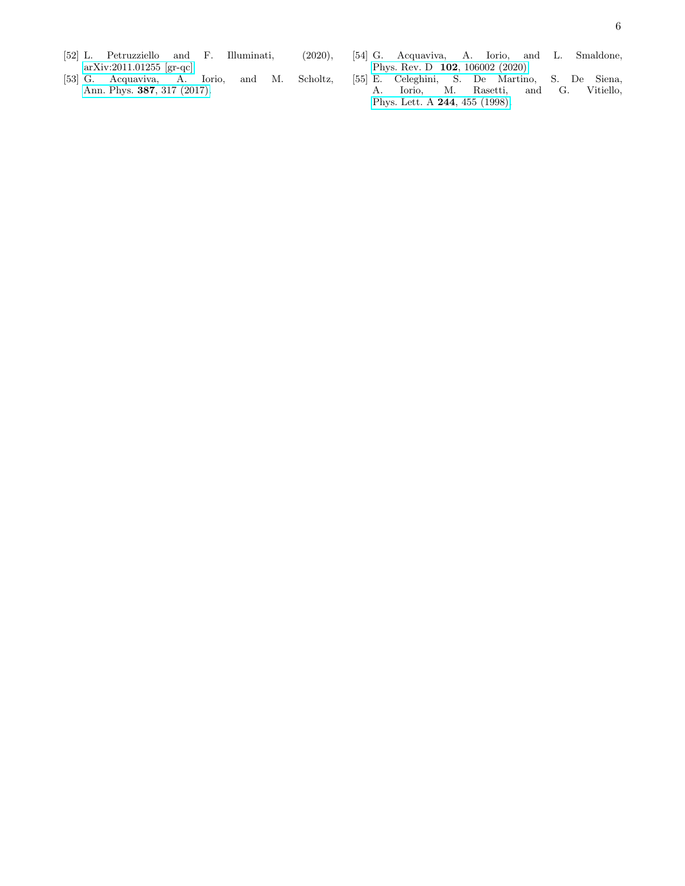[52] L. Petruzziello and F. Illuminati, (2020), arXiv:2011.01255 [gr-qc].

[53] G. Acquaviva, A. Iorio, and M. Scholtz, Ann. Phys. **387**, 317 (2017).

[54] G. Acquaviva, A. Iorio, and L. Smaldone, Phys. Rev. D **102**, 106002 (2020).

[55] E. Celeghini, S. De Martino, S. De Siena, A. Iorio, M. Rasetti, and G. Vitiello, Phys. Lett. A **244**, 455 (1998).